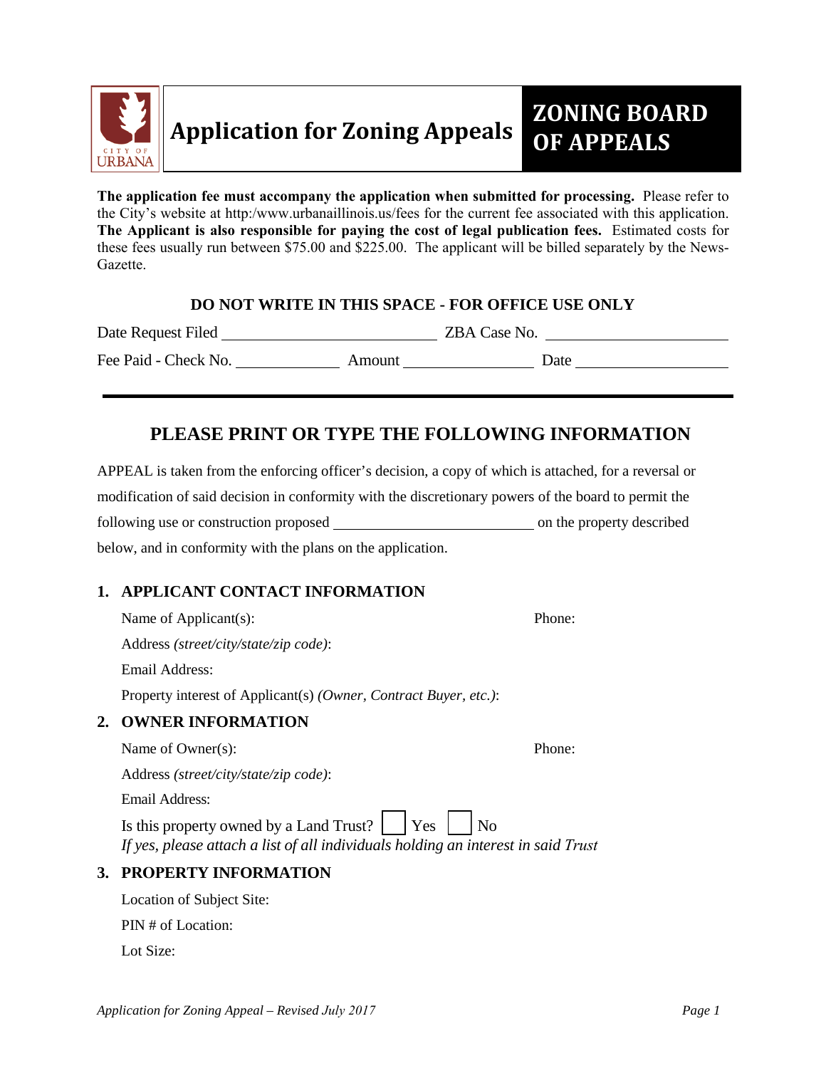# Application for Zoning Appeals

## ZONING BOARD OF APPEALS

**The application fee must accompany the application when submitted for processing.** Please refer to the City's website at http:/www.urbanaillinois.us/fees for the current fee associated with this application. **The Applicant is also responsible for paying the cost of legal publication fees.** Estimated costs for these fees usually run between $75.00 and $225.00. The applicant will be billed separately by the News-Gazette.

**DO NOT WRITE IN THIS SPACE - FOR OFFICE USE ONLY**

Date Request Filed ____________________ ZBA Case No. ____________________

Fee Paid - Check No. __________ Amount __________ Date ____________________

---

## PLEASE PRINT OR TYPE THE FOLLOWING INFORMATION

APPEAL is taken from the enforcing officer's decision, a copy of which is attached, for a reversal or modification of said decision in conformity with the discretionary powers of the board to permit the following use or construction proposed ____________________ on the property described below, and in conformity with the plans on the application.

### 1. APPLICANT CONTACT INFORMATION

Name of Applicant(s): Phone:

Address *(street/city/state/zip code)*:

Email Address:

Property interest of Applicant(s) *(Owner, Contract Buyer, etc.)*:

### 2. OWNER INFORMATION

Name of Owner(s): Phone:

Address *(street/city/state/zip code)*:

Email Address:

Is this property owned by a Land Trust? ☐ Yes ☐ No

*If yes, please attach a list of all individuals holding an interest in said Trust*

### 3. PROPERTY INFORMATION

Location of Subject Site:

PIN # of Location:

Lot Size: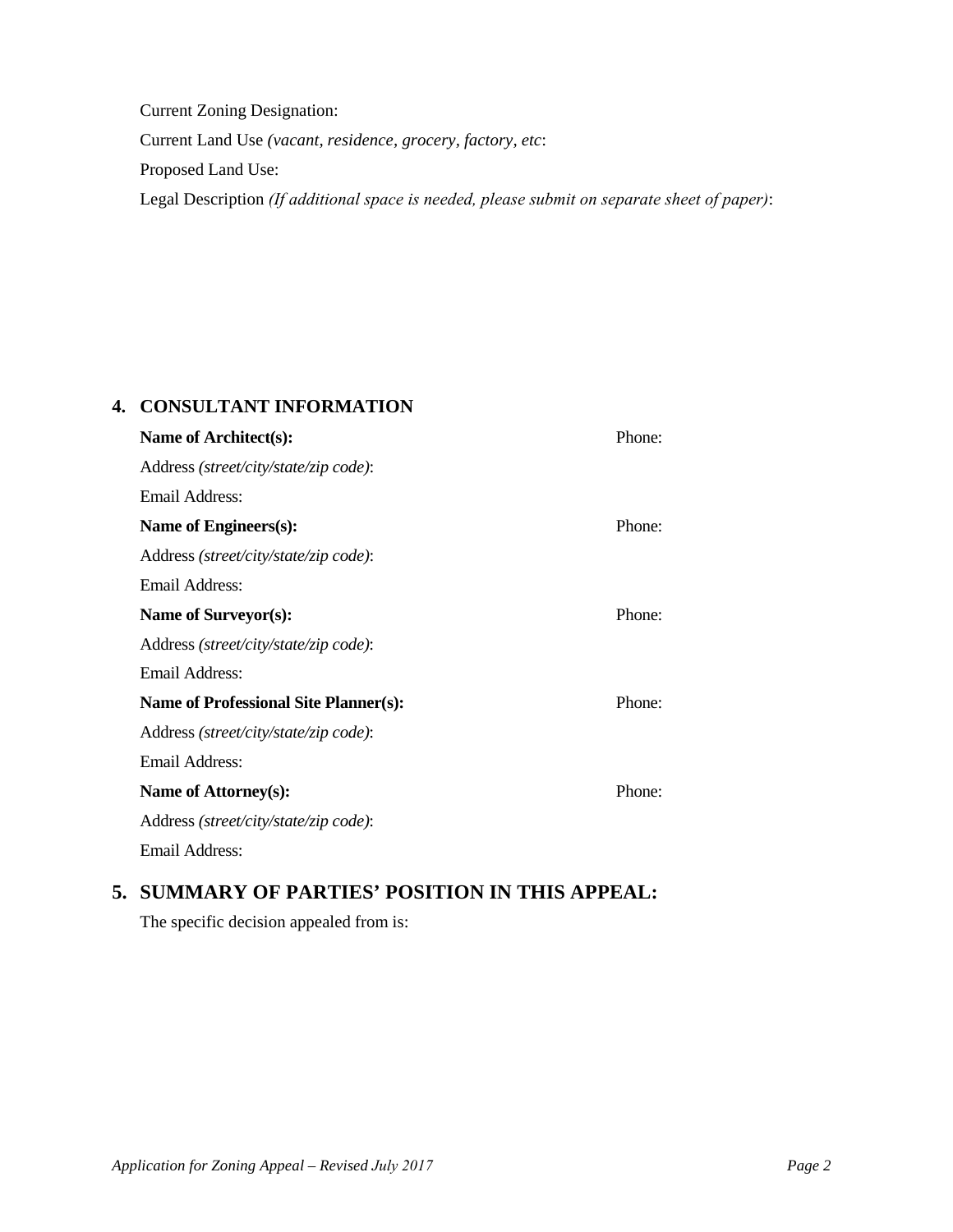Current Zoning Designation:

Current Land Use *(vacant, residence, grocery, factory, etc*:

Proposed Land Use:

Legal Description *(If additional space is needed, please submit on separate sheet of paper)*:

## 4. CONSULTANT INFORMATION

**Name of Architect(s):** Phone:

Address *(street/city/state/zip code)*:

Email Address:

**Name of Engineers(s):** Phone:

Address *(street/city/state/zip code)*:

Email Address:

**Name of Surveyor(s):** Phone:

Address *(street/city/state/zip code)*:

Email Address:

**Name of Professional Site Planner(s):** Phone:

Address *(street/city/state/zip code)*:

Email Address:

**Name of Attorney(s):** Phone:

Address *(street/city/state/zip code)*:

Email Address:

## 5. SUMMARY OF PARTIES' POSITION IN THIS APPEAL:

The specific decision appealed from is: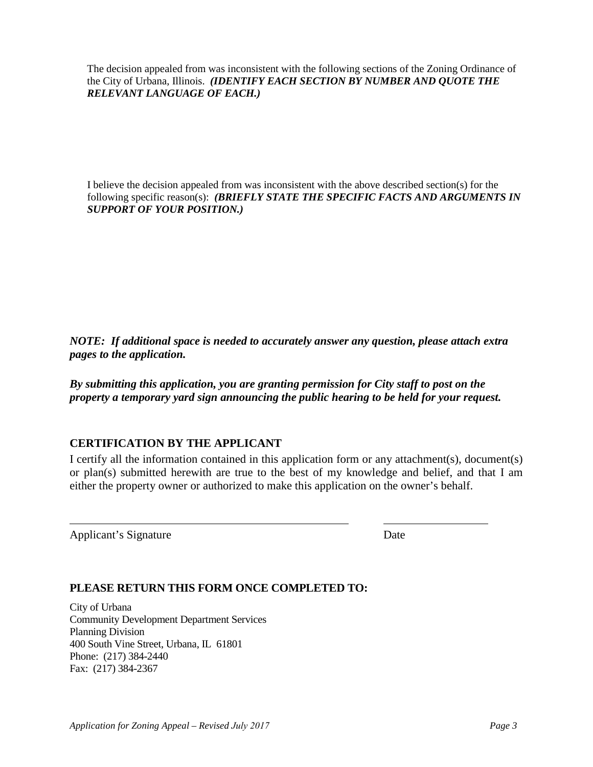The decision appealed from was inconsistent with the following sections of the Zoning Ordinance of the City of Urbana, Illinois. ***(IDENTIFY EACH SECTION BY NUMBER AND QUOTE THE RELEVANT LANGUAGE OF EACH.)***

I believe the decision appealed from was inconsistent with the above described section(s) for the following specific reason(s): ***(BRIEFLY STATE THE SPECIFIC FACTS AND ARGUMENTS IN SUPPORT OF YOUR POSITION.)***

***NOTE: If additional space is needed to accurately answer any question, please attach extra pages to the application.***

***By submitting this application, you are granting permission for City staff to post on the property a temporary yard sign announcing the public hearing to be held for your request.***

## CERTIFICATION BY THE APPLICANT

I certify all the information contained in this application form or any attachment(s), document(s) or plan(s) submitted herewith are true to the best of my knowledge and belief, and that I am either the property owner or authorized to make this application on the owner's behalf.

\_\_\_\_\_\_\_\_\_\_\_\_\_\_\_\_\_\_\_\_\_\_\_\_\_\_\_\_\_\_\_\_\_\_\_\_\_\_\_\_ \_\_\_\_\_\_\_\_\_\_\_\_\_\_\_\_\_\_\_\_

Applicant's Signature Date

## PLEASE RETURN THIS FORM ONCE COMPLETED TO:

City of Urbana
Community Development Department Services
Planning Division
400 South Vine Street, Urbana, IL 61801
Phone: (217) 384-2440
Fax: (217) 384-2367